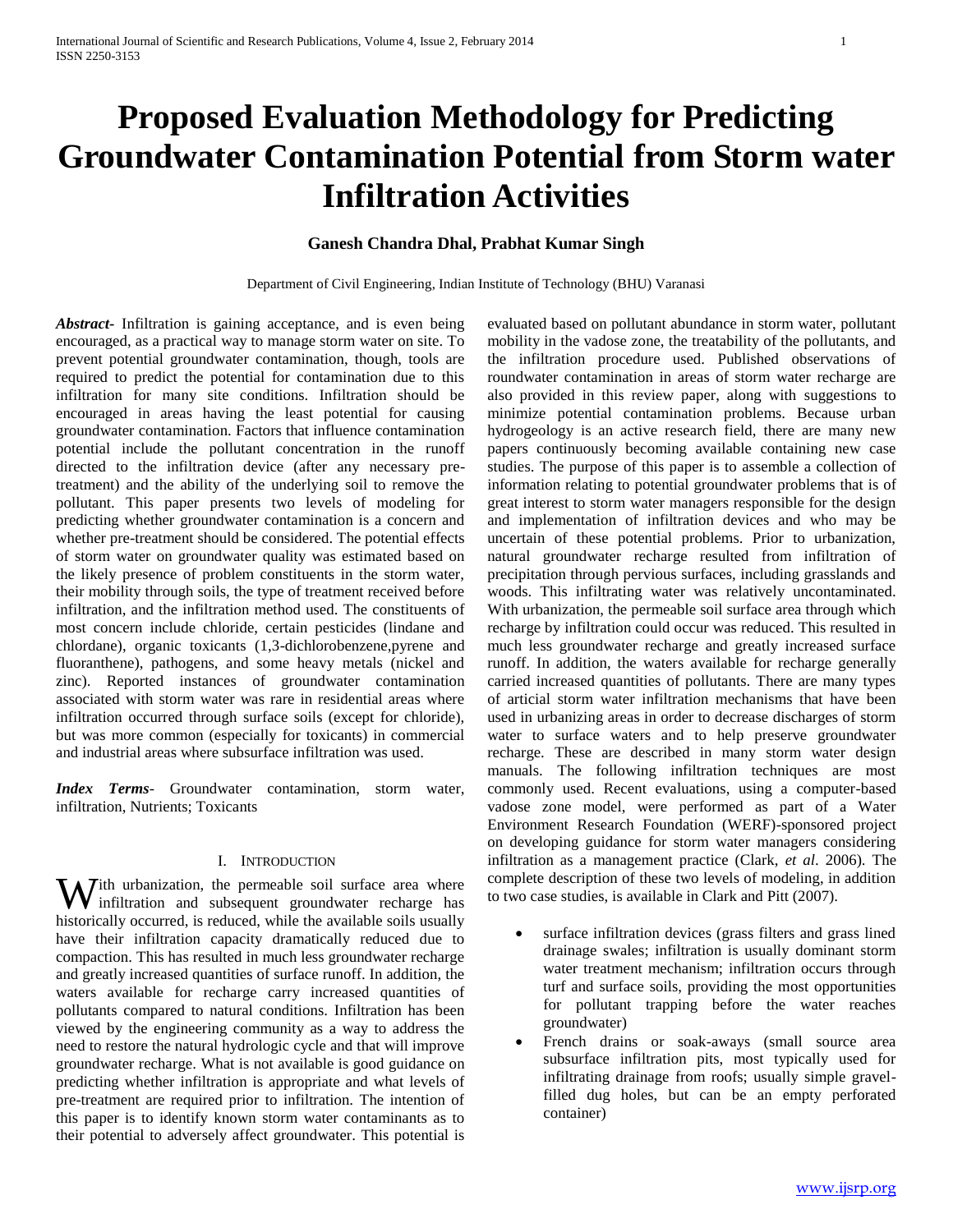# Proposed Evaluation Methodology for Predicting Groundwater Contamination Potential from Storm water Infiltration Activities

**Ganesh Chandra Dhal, Prabhat Kumar Singh**

Department of Civil Engineering, Indian Institute of Technology (BHU) Varanasi

***Abstract-*** Infiltration is gaining acceptance, and is even being encouraged, as a practical way to manage storm water on site. To prevent potential groundwater contamination, though, tools are required to predict the potential for contamination due to this infiltration for many site conditions. Infiltration should be encouraged in areas having the least potential for causing groundwater contamination. Factors that influence contamination potential include the pollutant concentration in the runoff directed to the infiltration device (after any necessary pre-treatment) and the ability of the underlying soil to remove the pollutant. This paper presents two levels of modeling for predicting whether groundwater contamination is a concern and whether pre-treatment should be considered. The potential effects of storm water on groundwater quality was estimated based on the likely presence of problem constituents in the storm water, their mobility through soils, the type of treatment received before infiltration, and the infiltration method used. The constituents of most concern include chloride, certain pesticides (lindane and chlordane), organic toxicants (1,3-dichlorobenzene,pyrene and fluoranthene), pathogens, and some heavy metals (nickel and zinc). Reported instances of groundwater contamination associated with storm water was rare in residential areas where infiltration occurred through surface soils (except for chloride), but was more common (especially for toxicants) in commercial and industrial areas where subsurface infiltration was used.

***Index Terms*-** Groundwater contamination, storm water, infiltration, Nutrients; Toxicants

## I. Introduction

With urbanization, the permeable soil surface area where infiltration and subsequent groundwater recharge has historically occurred, is reduced, while the available soils usually have their infiltration capacity dramatically reduced due to compaction. This has resulted in much less groundwater recharge and greatly increased quantities of surface runoff. In addition, the waters available for recharge carry increased quantities of pollutants compared to natural conditions. Infiltration has been viewed by the engineering community as a way to address the need to restore the natural hydrologic cycle and that will improve groundwater recharge. What is not available is good guidance on predicting whether infiltration is appropriate and what levels of pre-treatment are required prior to infiltration. The intention of this paper is to identify known storm water contaminants as to their potential to adversely affect groundwater. This potential is evaluated based on pollutant abundance in storm water, pollutant mobility in the vadose zone, the treatability of the pollutants, and the infiltration procedure used. Published observations of roundwater contamination in areas of storm water recharge are also provided in this review paper, along with suggestions to minimize potential contamination problems. Because urban hydrogeology is an active research field, there are many new papers continuously becoming available containing new case studies. The purpose of this paper is to assemble a collection of information relating to potential groundwater problems that is of great interest to storm water managers responsible for the design and implementation of infiltration devices and who may be uncertain of these potential problems. Prior to urbanization, natural groundwater recharge resulted from infiltration of precipitation through pervious surfaces, including grasslands and woods. This infiltrating water was relatively uncontaminated. With urbanization, the permeable soil surface area through which recharge by infiltration could occur was reduced. This resulted in much less groundwater recharge and greatly increased surface runoff. In addition, the waters available for recharge generally carried increased quantities of pollutants. There are many types of articial storm water infiltration mechanisms that have been used in urbanizing areas in order to decrease discharges of storm water to surface waters and to help preserve groundwater recharge. These are described in many storm water design manuals. The following infiltration techniques are most commonly used. Recent evaluations, using a computer-based vadose zone model, were performed as part of a Water Environment Research Foundation (WERF)-sponsored project on developing guidance for storm water managers considering infiltration as a management practice (Clark, *et al*. 2006). The complete description of these two levels of modeling, in addition to two case studies, is available in Clark and Pitt (2007).

- surface infiltration devices (grass filters and grass lined drainage swales; infiltration is usually dominant storm water treatment mechanism; infiltration occurs through turf and surface soils, providing the most opportunities for pollutant trapping before the water reaches groundwater)
- French drains or soak-aways (small source area subsurface infiltration pits, most typically used for infiltrating drainage from roofs; usually simple gravel-filled dug holes, but can be an empty perforated container)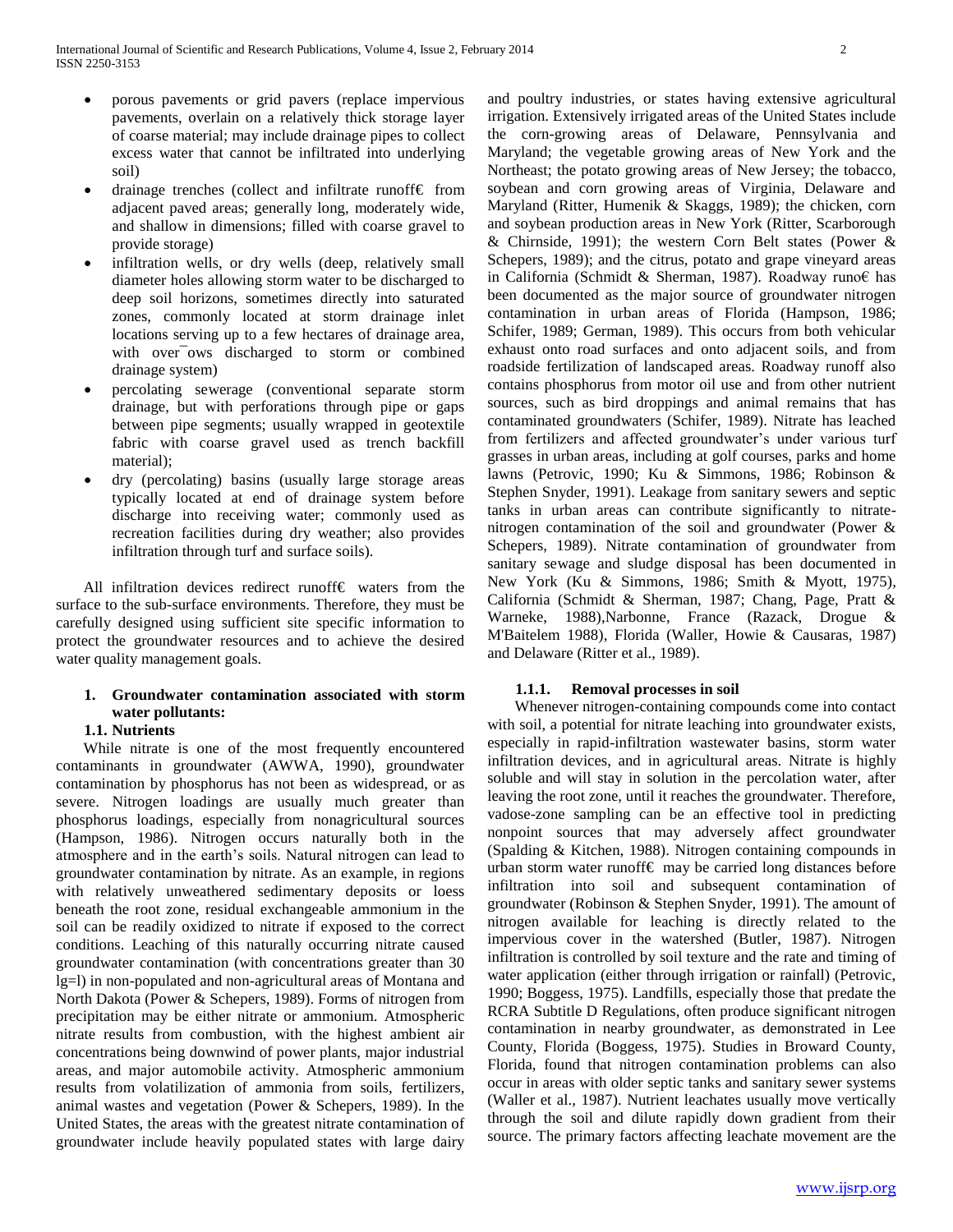- porous pavements or grid pavers (replace impervious pavements, overlain on a relatively thick storage layer of coarse material; may include drainage pipes to collect excess water that cannot be infiltrated into underlying soil)
- drainage trenches (collect and infiltrate runoff€ from adjacent paved areas; generally long, moderately wide, and shallow in dimensions; filled with coarse gravel to provide storage)
- infiltration wells, or dry wells (deep, relatively small diameter holes allowing storm water to be discharged to deep soil horizons, sometimes directly into saturated zones, commonly located at storm drainage inlet locations serving up to a few hectares of drainage area, with over¯ows discharged to storm or combined drainage system)
- percolating sewerage (conventional separate storm drainage, but with perforations through pipe or gaps between pipe segments; usually wrapped in geotextile fabric with coarse gravel used as trench backfill material);
- dry (percolating) basins (usually large storage areas typically located at end of drainage system before discharge into receiving water; commonly used as recreation facilities during dry weather; also provides infiltration through turf and surface soils).

All infiltration devices redirect runoff€ waters from the surface to the sub-surface environments. Therefore, they must be carefully designed using sufficient site specific information to protect the groundwater resources and to achieve the desired water quality management goals.

## 1. Groundwater contamination associated with storm water pollutants:

### 1.1. Nutrients

While nitrate is one of the most frequently encountered contaminants in groundwater (AWWA, 1990), groundwater contamination by phosphorus has not been as widespread, or as severe. Nitrogen loadings are usually much greater than phosphorus loadings, especially from nonagricultural sources (Hampson, 1986). Nitrogen occurs naturally both in the atmosphere and in the earth's soils. Natural nitrogen can lead to groundwater contamination by nitrate. As an example, in regions with relatively unweathered sedimentary deposits or loess beneath the root zone, residual exchangeable ammonium in the soil can be readily oxidized to nitrate if exposed to the correct conditions. Leaching of this naturally occurring nitrate caused groundwater contamination (with concentrations greater than 30 lg=l) in non-populated and non-agricultural areas of Montana and North Dakota (Power & Schepers, 1989). Forms of nitrogen from precipitation may be either nitrate or ammonium. Atmospheric nitrate results from combustion, with the highest ambient air concentrations being downwind of power plants, major industrial areas, and major automobile activity. Atmospheric ammonium results from volatilization of ammonia from soils, fertilizers, animal wastes and vegetation (Power & Schepers, 1989). In the United States, the areas with the greatest nitrate contamination of groundwater include heavily populated states with large dairy and poultry industries, or states having extensive agricultural irrigation. Extensively irrigated areas of the United States include the corn-growing areas of Delaware, Pennsylvania and Maryland; the vegetable growing areas of New York and the Northeast; the potato growing areas of New Jersey; the tobacco, soybean and corn growing areas of Virginia, Delaware and Maryland (Ritter, Humenik & Skaggs, 1989); the chicken, corn and soybean production areas in New York (Ritter, Scarborough & Chirnside, 1991); the western Corn Belt states (Power & Schepers, 1989); and the citrus, potato and grape vineyard areas in California (Schmidt & Sherman, 1987). Roadway runo€ has been documented as the major source of groundwater nitrogen contamination in urban areas of Florida (Hampson, 1986; Schifer, 1989; German, 1989). This occurs from both vehicular exhaust onto road surfaces and onto adjacent soils, and from roadside fertilization of landscaped areas. Roadway runoff also contains phosphorus from motor oil use and from other nutrient sources, such as bird droppings and animal remains that has contaminated groundwaters (Schifer, 1989). Nitrate has leached from fertilizers and affected groundwater's under various turf grasses in urban areas, including at golf courses, parks and home lawns (Petrovic, 1990; Ku & Simmons, 1986; Robinson & Stephen Snyder, 1991). Leakage from sanitary sewers and septic tanks in urban areas can contribute significantly to nitrate-nitrogen contamination of the soil and groundwater (Power & Schepers, 1989). Nitrate contamination of groundwater from sanitary sewage and sludge disposal has been documented in New York (Ku & Simmons, 1986; Smith & Myott, 1975), California (Schmidt & Sherman, 1987; Chang, Page, Pratt & Warneke, 1988),Narbonne, France (Razack, Drogue & M'Baitelem 1988), Florida (Waller, Howie & Causaras, 1987) and Delaware (Ritter et al., 1989).

#### 1.1.1. Removal processes in soil

Whenever nitrogen-containing compounds come into contact with soil, a potential for nitrate leaching into groundwater exists, especially in rapid-infiltration wastewater basins, storm water infiltration devices, and in agricultural areas. Nitrate is highly soluble and will stay in solution in the percolation water, after leaving the root zone, until it reaches the groundwater. Therefore, vadose-zone sampling can be an effective tool in predicting nonpoint sources that may adversely affect groundwater (Spalding & Kitchen, 1988). Nitrogen containing compounds in urban storm water runoff€ may be carried long distances before infiltration into soil and subsequent contamination of groundwater (Robinson & Stephen Snyder, 1991). The amount of nitrogen available for leaching is directly related to the impervious cover in the watershed (Butler, 1987). Nitrogen infiltration is controlled by soil texture and the rate and timing of water application (either through irrigation or rainfall) (Petrovic, 1990; Boggess, 1975). Landfills, especially those that predate the RCRA Subtitle D Regulations, often produce significant nitrogen contamination in nearby groundwater, as demonstrated in Lee County, Florida (Boggess, 1975). Studies in Broward County, Florida, found that nitrogen contamination problems can also occur in areas with older septic tanks and sanitary sewer systems (Waller et al., 1987). Nutrient leachates usually move vertically through the soil and dilute rapidly down gradient from their source. The primary factors affecting leachate movement are the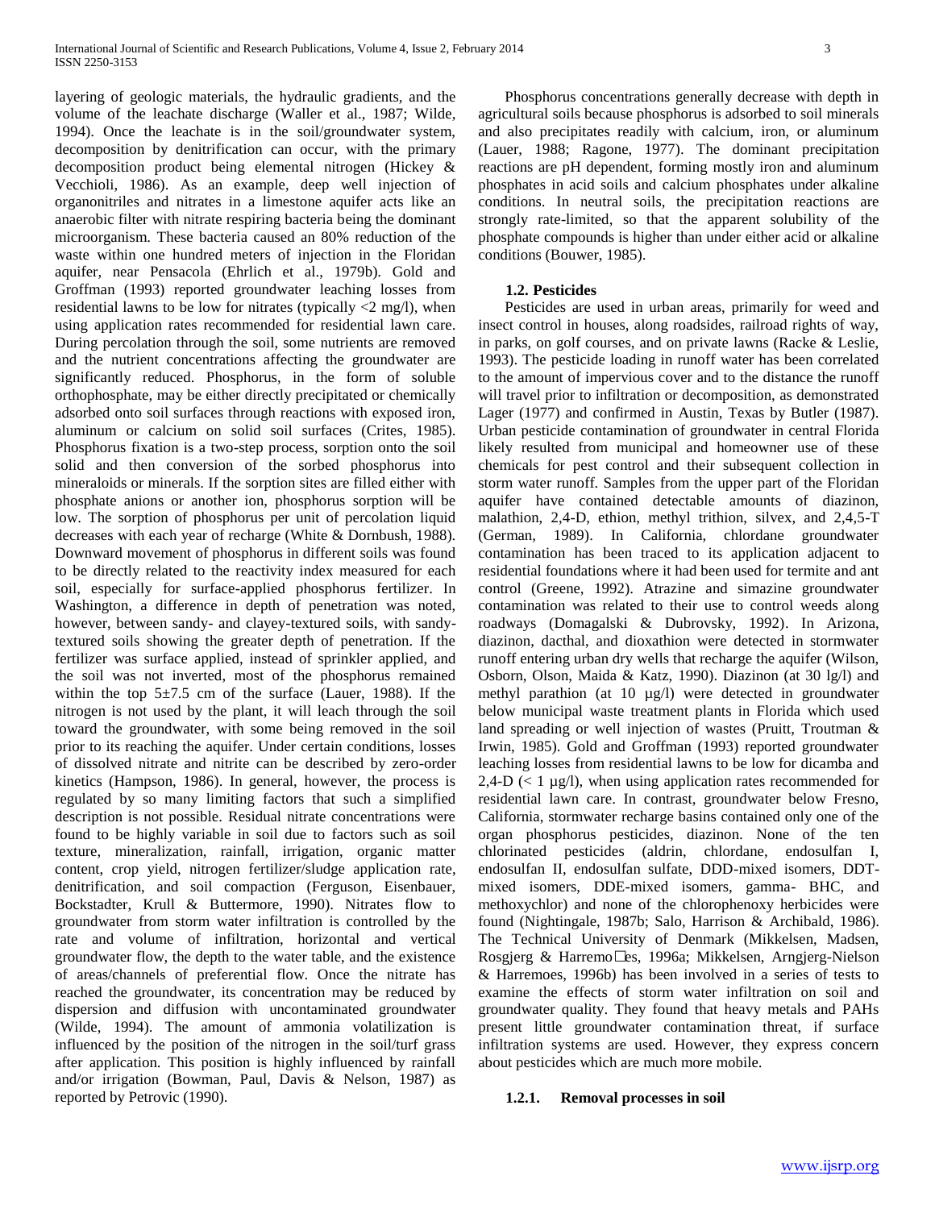layering of geologic materials, the hydraulic gradients, and the volume of the leachate discharge (Waller et al., 1987; Wilde, 1994). Once the leachate is in the soil/groundwater system, decomposition by denitrification can occur, with the primary decomposition product being elemental nitrogen (Hickey & Vecchioli, 1986). As an example, deep well injection of organonitriles and nitrates in a limestone aquifer acts like an anaerobic filter with nitrate respiring bacteria being the dominant microorganism. These bacteria caused an 80% reduction of the waste within one hundred meters of injection in the Floridan aquifer, near Pensacola (Ehrlich et al., 1979b). Gold and Groffman (1993) reported groundwater leaching losses from residential lawns to be low for nitrates (typically <2 mg/l), when using application rates recommended for residential lawn care. During percolation through the soil, some nutrients are removed and the nutrient concentrations affecting the groundwater are significantly reduced. Phosphorus, in the form of soluble orthophosphate, may be either directly precipitated or chemically adsorbed onto soil surfaces through reactions with exposed iron, aluminum or calcium on solid soil surfaces (Crites, 1985). Phosphorus fixation is a two-step process, sorption onto the soil solid and then conversion of the sorbed phosphorus into mineraloids or minerals. If the sorption sites are filled either with phosphate anions or another ion, phosphorus sorption will be low. The sorption of phosphorus per unit of percolation liquid decreases with each year of recharge (White & Dornbush, 1988). Downward movement of phosphorus in different soils was found to be directly related to the reactivity index measured for each soil, especially for surface-applied phosphorus fertilizer. In Washington, a difference in depth of penetration was noted, however, between sandy- and clayey-textured soils, with sandy-textured soils showing the greater depth of penetration. If the fertilizer was surface applied, instead of sprinkler applied, and the soil was not inverted, most of the phosphorus remained within the top 5±7.5 cm of the surface (Lauer, 1988). If the nitrogen is not used by the plant, it will leach through the soil toward the groundwater, with some being removed in the soil prior to its reaching the aquifer. Under certain conditions, losses of dissolved nitrate and nitrite can be described by zero-order kinetics (Hampson, 1986). In general, however, the process is regulated by so many limiting factors that such a simplified description is not possible. Residual nitrate concentrations were found to be highly variable in soil due to factors such as soil texture, mineralization, rainfall, irrigation, organic matter content, crop yield, nitrogen fertilizer/sludge application rate, denitrification, and soil compaction (Ferguson, Eisenbauer, Bockstadter, Krull & Buttermore, 1990). Nitrates flow to groundwater from storm water infiltration is controlled by the rate and volume of infiltration, horizontal and vertical groundwater flow, the depth to the water table, and the existence of areas/channels of preferential flow. Once the nitrate has reached the groundwater, its concentration may be reduced by dispersion and diffusion with uncontaminated groundwater (Wilde, 1994). The amount of ammonia volatilization is influenced by the position of the nitrogen in the soil/turf grass after application. This position is highly influenced by rainfall and/or irrigation (Bowman, Paul, Davis & Nelson, 1987) as reported by Petrovic (1990).

Phosphorus concentrations generally decrease with depth in agricultural soils because phosphorus is adsorbed to soil minerals and also precipitates readily with calcium, iron, or aluminum (Lauer, 1988; Ragone, 1977). The dominant precipitation reactions are pH dependent, forming mostly iron and aluminum phosphates in acid soils and calcium phosphates under alkaline conditions. In neutral soils, the precipitation reactions are strongly rate-limited, so that the apparent solubility of the phosphate compounds is higher than under either acid or alkaline conditions (Bouwer, 1985).

### 1.2. Pesticides

Pesticides are used in urban areas, primarily for weed and insect control in houses, along roadsides, railroad rights of way, in parks, on golf courses, and on private lawns (Racke & Leslie, 1993). The pesticide loading in runoff water has been correlated to the amount of impervious cover and to the distance the runoff will travel prior to infiltration or decomposition, as demonstrated Lager (1977) and confirmed in Austin, Texas by Butler (1987). Urban pesticide contamination of groundwater in central Florida likely resulted from municipal and homeowner use of these chemicals for pest control and their subsequent collection in storm water runoff. Samples from the upper part of the Floridan aquifer have contained detectable amounts of diazinon, malathion, 2,4-D, ethion, methyl trithion, silvex, and 2,4,5-T (German, 1989). In California, chlordane groundwater contamination has been traced to its application adjacent to residential foundations where it had been used for termite and ant control (Greene, 1992). Atrazine and simazine groundwater contamination was related to their use to control weeds along roadways (Domagalski & Dubrovsky, 1992). In Arizona, diazinon, dacthal, and dioxathion were detected in stormwater runoff entering urban dry wells that recharge the aquifer (Wilson, Osborn, Olson, Maida & Katz, 1990). Diazinon (at 30 lg/l) and methyl parathion (at 10 µg/l) were detected in groundwater below municipal waste treatment plants in Florida which used land spreading or well injection of wastes (Pruitt, Troutman & Irwin, 1985). Gold and Groffman (1993) reported groundwater leaching losses from residential lawns to be low for dicamba and 2,4-D (< 1 µg/l), when using application rates recommended for residential lawn care. In contrast, groundwater below Fresno, California, stormwater recharge basins contained only one of the organ phosphorus pesticides, diazinon. None of the ten chlorinated pesticides (aldrin, chlordane, endosulfan I, endosulfan II, endosulfan sulfate, DDD-mixed isomers, DDT-mixed isomers, DDE-mixed isomers, gamma- BHC, and methoxychlor) and none of the chlorophenoxy herbicides were found (Nightingale, 1987b; Salo, Harrison & Archibald, 1986). The Technical University of Denmark (Mikkelsen, Madsen, Rosgjerg & Harremo□es, 1996a; Mikkelsen, Arngjerg-Nielson & Harremoes, 1996b) has been involved in a series of tests to examine the effects of storm water infiltration on soil and groundwater quality. They found that heavy metals and PAHs present little groundwater contamination threat, if surface infiltration systems are used. However, they express concern about pesticides which are much more mobile.

#### 1.2.1. Removal processes in soil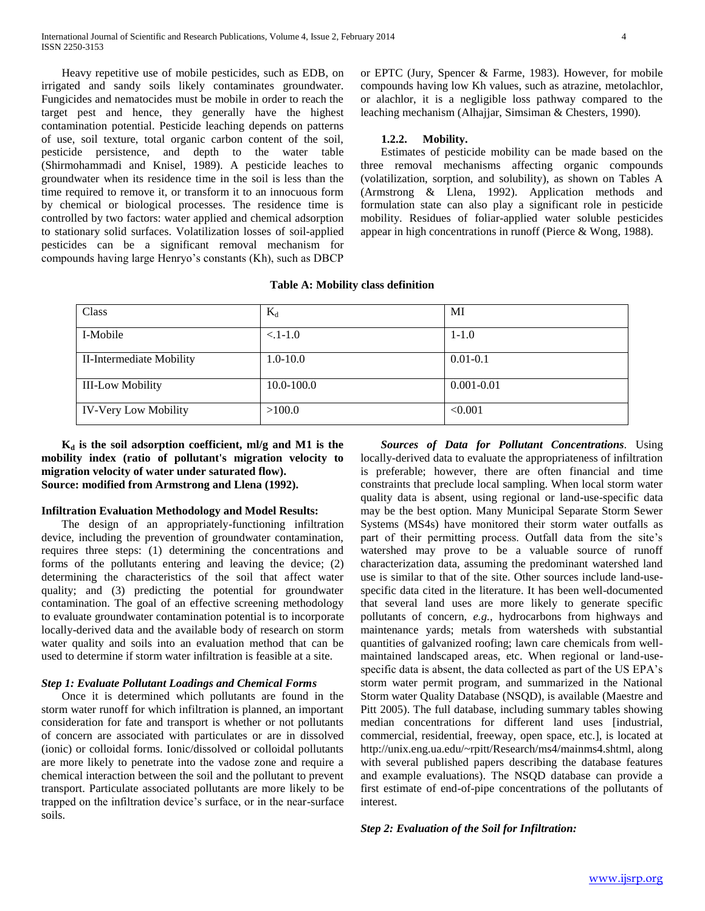Heavy repetitive use of mobile pesticides, such as EDB, on irrigated and sandy soils likely contaminates groundwater. Fungicides and nematocides must be mobile in order to reach the target pest and hence, they generally have the highest contamination potential. Pesticide leaching depends on patterns of use, soil texture, total organic carbon content of the soil, pesticide persistence, and depth to the water table (Shirmohammadi and Knisel, 1989). A pesticide leaches to groundwater when its residence time in the soil is less than the time required to remove it, or transform it to an innocuous form by chemical or biological processes. The residence time is controlled by two factors: water applied and chemical adsorption to stationary solid surfaces. Volatilization losses of soil-applied pesticides can be a significant removal mechanism for compounds having large Henryo's constants (Kh), such as DBCP or EPTC (Jury, Spencer & Farme, 1983). However, for mobile compounds having low Kh values, such as atrazine, metolachlor, or alachlor, it is a negligible loss pathway compared to the leaching mechanism (Alhajjar, Simsiman & Chesters, 1990).

### 1.2.2. Mobility.

Estimates of pesticide mobility can be made based on the three removal mechanisms affecting organic compounds (volatilization, sorption, and solubility), as shown on Tables A (Armstrong & Llena, 1992). Application methods and formulation state can also play a significant role in pesticide mobility. Residues of foliar-applied water soluble pesticides appear in high concentrations in runoff (Pierce & Wong, 1988).

**Table A: Mobility class definition**

| Class | $K_d$ | MI |
|---|---|---|
| I-Mobile | <.1-1.0 | 1-1.0 |
| II-Intermediate Mobility | 1.0-10.0 | 0.01-0.1 |
| III-Low Mobility | 10.0-100.0 | 0.001-0.01 |
| IV-Very Low Mobility | >100.0 | <0.001 |

**$K_d$ is the soil adsorption coefficient, ml/g and M1 is the mobility index (ratio of pollutant's migration velocity to migration velocity of water under saturated flow).**
**Source: modified from Armstrong and Llena (1992).**

## Infiltration Evaluation Methodology and Model Results:

The design of an appropriately-functioning infiltration device, including the prevention of groundwater contamination, requires three steps: (1) determining the concentrations and forms of the pollutants entering and leaving the device; (2) determining the characteristics of the soil that affect water quality; and (3) predicting the potential for groundwater contamination. The goal of an effective screening methodology to evaluate groundwater contamination potential is to incorporate locally-derived data and the available body of research on storm water quality and soils into an evaluation method that can be used to determine if storm water infiltration is feasible at a site.

### *Step 1: Evaluate Pollutant Loadings and Chemical Forms*

Once it is determined which pollutants are found in the storm water runoff for which infiltration is planned, an important consideration for fate and transport is whether or not pollutants of concern are associated with particulates or are in dissolved (ionic) or colloidal forms. Ionic/dissolved or colloidal pollutants are more likely to penetrate into the vadose zone and require a chemical interaction between the soil and the pollutant to prevent transport. Particulate associated pollutants are more likely to be trapped on the infiltration device's surface, or in the near-surface soils.

***Sources of Data for Pollutant Concentrations***. Using locally-derived data to evaluate the appropriateness of infiltration is preferable; however, there are often financial and time constraints that preclude local sampling. When local storm water quality data is absent, using regional or land-use-specific data may be the best option. Many Municipal Separate Storm Sewer Systems (MS4s) have monitored their storm water outfalls as part of their permitting process. Outfall data from the site's watershed may prove to be a valuable source of runoff characterization data, assuming the predominant watershed land use is similar to that of the site. Other sources include land-use-specific data cited in the literature. It has been well-documented that several land uses are more likely to generate specific pollutants of concern, *e.g.*, hydrocarbons from highways and maintenance yards; metals from watersheds with substantial quantities of galvanized roofing; lawn care chemicals from well-maintained landscaped areas, etc. When regional or land-use-specific data is absent, the data collected as part of the US EPA's storm water permit program, and summarized in the National Storm water Quality Database (NSQD), is available (Maestre and Pitt 2005). The full database, including summary tables showing median concentrations for different land uses [industrial, commercial, residential, freeway, open space, etc.], is located at http://unix.eng.ua.edu/~rpitt/Research/ms4/mainms4.shtml, along with several published papers describing the database features and example evaluations). The NSQD database can provide a first estimate of end-of-pipe concentrations of the pollutants of interest.

### *Step 2: Evaluation of the Soil for Infiltration:*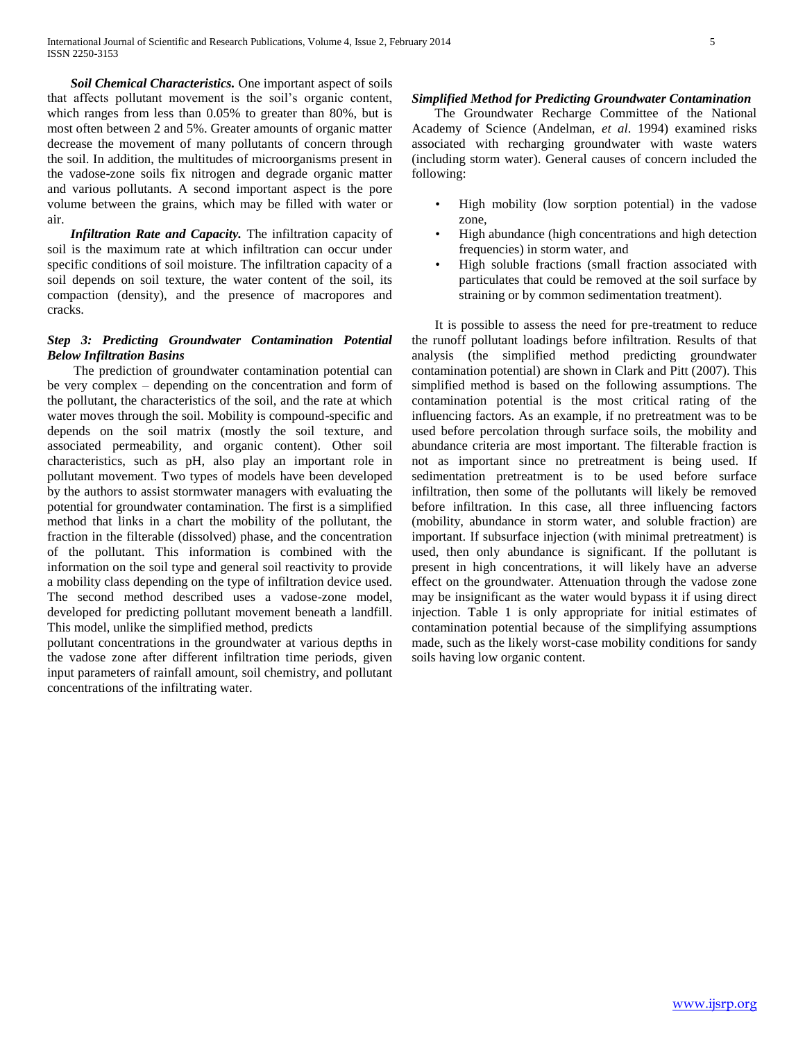***Soil Chemical Characteristics.*** One important aspect of soils that affects pollutant movement is the soil's organic content, which ranges from less than 0.05% to greater than 80%, but is most often between 2 and 5%. Greater amounts of organic matter decrease the movement of many pollutants of concern through the soil. In addition, the multitudes of microorganisms present in the vadose-zone soils fix nitrogen and degrade organic matter and various pollutants. A second important aspect is the pore volume between the grains, which may be filled with water or air.

***Infiltration Rate and Capacity.*** The infiltration capacity of soil is the maximum rate at which infiltration can occur under specific conditions of soil moisture. The infiltration capacity of a soil depends on soil texture, the water content of the soil, its compaction (density), and the presence of macropores and cracks.

### *Step 3: Predicting Groundwater Contamination Potential Below Infiltration Basins*

The prediction of groundwater contamination potential can be very complex – depending on the concentration and form of the pollutant, the characteristics of the soil, and the rate at which water moves through the soil. Mobility is compound-specific and depends on the soil matrix (mostly the soil texture, and associated permeability, and organic content). Other soil characteristics, such as pH, also play an important role in pollutant movement. Two types of models have been developed by the authors to assist stormwater managers with evaluating the potential for groundwater contamination. The first is a simplified method that links in a chart the mobility of the pollutant, the fraction in the filterable (dissolved) phase, and the concentration of the pollutant. This information is combined with the information on the soil type and general soil reactivity to provide a mobility class depending on the type of infiltration device used. The second method described uses a vadose-zone model, developed for predicting pollutant movement beneath a landfill. This model, unlike the simplified method, predicts pollutant concentrations in the groundwater at various depths in the vadose zone after different infiltration time periods, given input parameters of rainfall amount, soil chemistry, and pollutant concentrations of the infiltrating water.

### *Simplified Method for Predicting Groundwater Contamination*

The Groundwater Recharge Committee of the National Academy of Science (Andelman, *et al*. 1994) examined risks associated with recharging groundwater with waste waters (including storm water). General causes of concern included the following:

- High mobility (low sorption potential) in the vadose zone,
- High abundance (high concentrations and high detection frequencies) in storm water, and
- High soluble fractions (small fraction associated with particulates that could be removed at the soil surface by straining or by common sedimentation treatment).

It is possible to assess the need for pre-treatment to reduce the runoff pollutant loadings before infiltration. Results of that analysis (the simplified method predicting groundwater contamination potential) are shown in Clark and Pitt (2007). This simplified method is based on the following assumptions. The contamination potential is the most critical rating of the influencing factors. As an example, if no pretreatment was to be used before percolation through surface soils, the mobility and abundance criteria are most important. The filterable fraction is not as important since no pretreatment is being used. If sedimentation pretreatment is to be used before surface infiltration, then some of the pollutants will likely be removed before infiltration. In this case, all three influencing factors (mobility, abundance in storm water, and soluble fraction) are important. If subsurface injection (with minimal pretreatment) is used, then only abundance is significant. If the pollutant is present in high concentrations, it will likely have an adverse effect on the groundwater. Attenuation through the vadose zone may be insignificant as the water would bypass it if using direct injection. Table 1 is only appropriate for initial estimates of contamination potential because of the simplifying assumptions made, such as the likely worst-case mobility conditions for sandy soils having low organic content.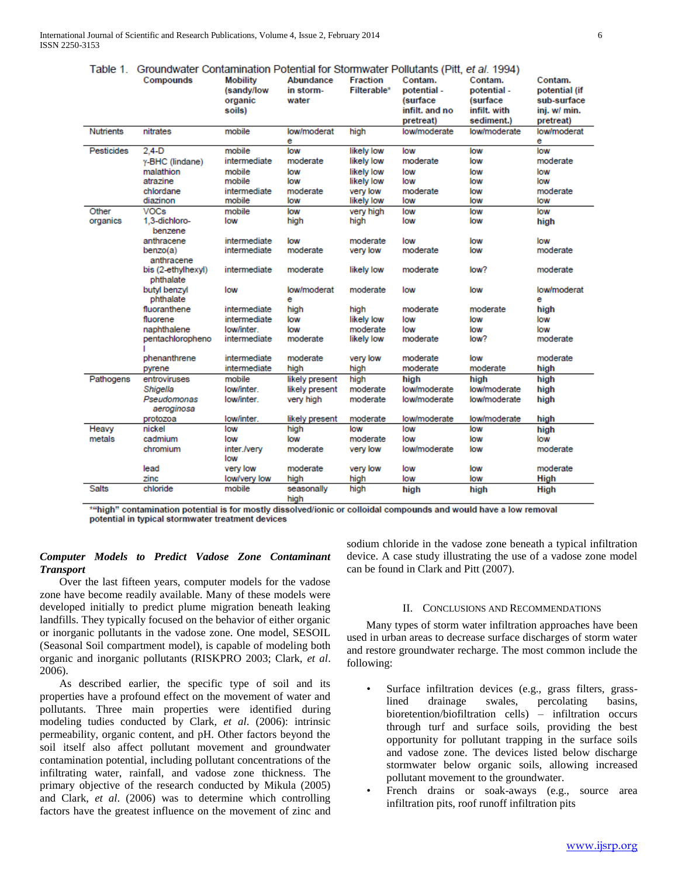Table 1. Groundwater Contamination Potential for Stormwater Pollutants (Pitt, *et al.* 1994)

| | Compounds | Mobility (sandy/low organic soils) | Abundance in storm-water | Fraction Filterable* | Contam. potential - (surface infilt. and no pretreat) | Contam. potential - (surface infilt. with sediment.) | Contam. potential (if sub-surface inj. w/ min. pretreat) |
|---|---|---|---|---|---|---|---|
| Nutrients | nitrates | mobile | low/moderate | high | low/moderate | low/moderate | low/moderate |
| Pesticides | 2,4-D | mobile | low | likely low | low | low | low |
| | γ-BHC (lindane) | intermediate | moderate | likely low | moderate | low | moderate |
| | malathion | mobile | low | likely low | low | low | low |
| | atrazine | mobile | low | likely low | low | low | low |
| | chlordane | intermediate | moderate | very low | moderate | low | moderate |
| | diazinon | mobile | low | likely low | low | low | low |
| Other organics | VOCs | mobile | low | very high | low | low | low |
| | 1,3-dichloro-benzene | low | high | high | low | low | **high** |
| | anthracene | intermediate | low | moderate | low | low | low |
| | benzo(a) anthracene | intermediate | moderate | very low | moderate | low | moderate |
| | bis (2-ethylhexyl) phthalate | intermediate | moderate | likely low | moderate | low? | moderate |
| | butyl benzyl phthalate | low | low/moderate | moderate | low | low | low/moderate |
| | fluoranthene | intermediate | high | high | moderate | moderate | **high** |
| | fluorene | intermediate | low | likely low | low | low | low |
| | naphthalene | low/inter. | low | moderate | low | low | low |
| | pentachloropheno l | intermediate | moderate | likely low | moderate | low? | moderate |
| | phenanthrene | intermediate | moderate | very low | moderate | low | moderate |
| | pyrene | intermediate | high | high | moderate | moderate | **high** |
| Pathogens | entroviruses | mobile | likely present | high | **high** | **high** | **high** |
| | *Shigella* | low/inter. | likely present | moderate | low/moderate | low/moderate | **high** |
| | *Pseudomonas aeroginosa* | low/inter. | very high | moderate | low/moderate | low/moderate | **high** |
| | protozoa | low/inter. | likely present | moderate | low/moderate | low/moderate | **high** |
| Heavy metals | nickel | low | high | low | low | low | **high** |
| | cadmium | low | low | moderate | low | low | low |
| | chromium | inter./very low | moderate | very low | low/moderate | low | moderate |
| | lead | very low | moderate | very low | low | low | moderate |
| | zinc | low/very low | high | high | low | low | **High** |
| Salts | chloride | mobile | seasonally high | high | **high** | **high** | **High** |

**"high" contamination potential is for mostly dissolved/ionic or colloidal compounds and would have a low removal potential in typical stormwater treatment devices**

### *Computer Models to Predict Vadose Zone Contaminant Transport*

Over the last fifteen years, computer models for the vadose zone have become readily available. Many of these models were developed initially to predict plume migration beneath leaking landfills. They typically focused on the behavior of either organic or inorganic pollutants in the vadose zone. One model, SESOIL (Seasonal Soil compartment model), is capable of modeling both organic and inorganic pollutants (RISKPRO 2003; Clark, *et al*. 2006).

As described earlier, the specific type of soil and its properties have a profound effect on the movement of water and pollutants. Three main properties were identified during modeling tudies conducted by Clark, *et al*. (2006): intrinsic permeability, organic content, and pH. Other factors beyond the soil itself also affect pollutant movement and groundwater contamination potential, including pollutant concentrations of the infiltrating water, rainfall, and vadose zone thickness. The primary objective of the research conducted by Mikula (2005) and Clark, *et al*. (2006) was to determine which controlling factors have the greatest influence on the movement of zinc and sodium chloride in the vadose zone beneath a typical infiltration device. A case study illustrating the use of a vadose zone model can be found in Clark and Pitt (2007).

## II. Conclusions and Recommendations

Many types of storm water infiltration approaches have been used in urban areas to decrease surface discharges of storm water and restore groundwater recharge. The most common include the following:

- Surface infiltration devices (e.g., grass filters, grass-lined drainage swales, percolating basins, bioretention/biofiltration cells) – infiltration occurs through turf and surface soils, providing the best opportunity for pollutant trapping in the surface soils and vadose zone. The devices listed below discharge stormwater below organic soils, allowing increased pollutant movement to the groundwater.
- French drains or soak-aways (e.g., source area infiltration pits, roof runoff infiltration pits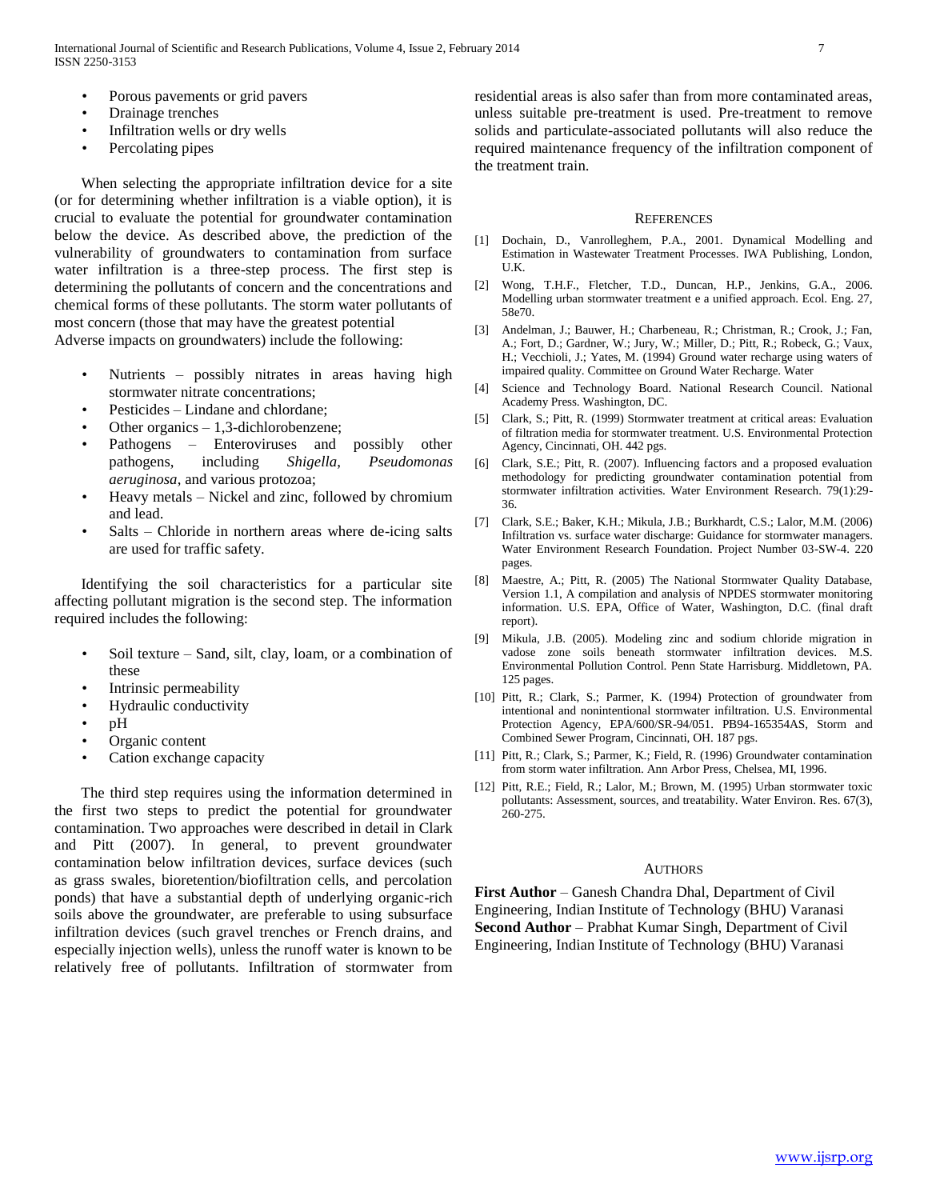- Porous pavements or grid pavers
- Drainage trenches
- Infiltration wells or dry wells
- Percolating pipes

When selecting the appropriate infiltration device for a site (or for determining whether infiltration is a viable option), it is crucial to evaluate the potential for groundwater contamination below the device. As described above, the prediction of the vulnerability of groundwaters to contamination from surface water infiltration is a three-step process. The first step is determining the pollutants of concern and the concentrations and chemical forms of these pollutants. The storm water pollutants of most concern (those that may have the greatest potential
Adverse impacts on groundwaters) include the following:

- Nutrients – possibly nitrates in areas having high stormwater nitrate concentrations;
- Pesticides – Lindane and chlordane;
- Other organics – 1,3-dichlorobenzene;
- Pathogens – Enteroviruses and possibly other pathogens, including *Shigella*, *Pseudomonas aeruginosa*, and various protozoa;
- Heavy metals – Nickel and zinc, followed by chromium and lead.
- Salts – Chloride in northern areas where de-icing salts are used for traffic safety.

Identifying the soil characteristics for a particular site affecting pollutant migration is the second step. The information required includes the following:

- Soil texture – Sand, silt, clay, loam, or a combination of these
- Intrinsic permeability
- Hydraulic conductivity
- pH
- Organic content
- Cation exchange capacity

The third step requires using the information determined in the first two steps to predict the potential for groundwater contamination. Two approaches were described in detail in Clark and Pitt (2007). In general, to prevent groundwater contamination below infiltration devices, surface devices (such as grass swales, bioretention/biofiltration cells, and percolation ponds) that have a substantial depth of underlying organic-rich soils above the groundwater, are preferable to using subsurface infiltration devices (such gravel trenches or French drains, and especially injection wells), unless the runoff water is known to be relatively free of pollutants. Infiltration of stormwater from residential areas is also safer than from more contaminated areas, unless suitable pre-treatment is used. Pre-treatment to remove solids and particulate-associated pollutants will also reduce the required maintenance frequency of the infiltration component of the treatment train.

## References

[1] Dochain, D., Vanrolleghem, P.A., 2001. Dynamical Modelling and Estimation in Wastewater Treatment Processes. IWA Publishing, London, U.K.

[2] Wong, T.H.F., Fletcher, T.D., Duncan, H.P., Jenkins, G.A., 2006. Modelling urban stormwater treatment e a unified approach. Ecol. Eng. 27, 58e70.

[3] Andelman, J.; Bauwer, H.; Charbeneau, R.; Christman, R.; Crook, J.; Fan, A.; Fort, D.; Gardner, W.; Jury, W.; Miller, D.; Pitt, R.; Robeck, G.; Vaux, H.; Vecchioli, J.; Yates, M. (1994) Ground water recharge using waters of impaired quality. Committee on Ground Water Recharge. Water

[4] Science and Technology Board. National Research Council. National Academy Press. Washington, DC.

[5] Clark, S.; Pitt, R. (1999) Stormwater treatment at critical areas: Evaluation of filtration media for stormwater treatment. U.S. Environmental Protection Agency, Cincinnati, OH. 442 pgs.

[6] Clark, S.E.; Pitt, R. (2007). Influencing factors and a proposed evaluation methodology for predicting groundwater contamination potential from stormwater infiltration activities. Water Environment Research. 79(1):29-36.

[7] Clark, S.E.; Baker, K.H.; Mikula, J.B.; Burkhardt, C.S.; Lalor, M.M. (2006) Infiltration vs. surface water discharge: Guidance for stormwater managers. Water Environment Research Foundation. Project Number 03-SW-4. 220 pages.

[8] Maestre, A.; Pitt, R. (2005) The National Stormwater Quality Database, Version 1.1, A compilation and analysis of NPDES stormwater monitoring information. U.S. EPA, Office of Water, Washington, D.C. (final draft report).

[9] Mikula, J.B. (2005). Modeling zinc and sodium chloride migration in vadose zone soils beneath stormwater infiltration devices. M.S. Environmental Pollution Control. Penn State Harrisburg. Middletown, PA. 125 pages.

[10] Pitt, R.; Clark, S.; Parmer, K. (1994) Protection of groundwater from intentional and nonintentional stormwater infiltration. U.S. Environmental Protection Agency, EPA/600/SR-94/051. PB94-165354AS, Storm and Combined Sewer Program, Cincinnati, OH. 187 pgs.

[11] Pitt, R.; Clark, S.; Parmer, K.; Field, R. (1996) Groundwater contamination from storm water infiltration. Ann Arbor Press, Chelsea, MI, 1996.

[12] Pitt, R.E.; Field, R.; Lalor, M.; Brown, M. (1995) Urban stormwater toxic pollutants: Assessment, sources, and treatability. Water Environ. Res. 67(3), 260-275.

## Authors

**First Author** – Ganesh Chandra Dhal, Department of Civil Engineering, Indian Institute of Technology (BHU) Varanasi

**Second Author** – Prabhat Kumar Singh, Department of Civil Engineering, Indian Institute of Technology (BHU) Varanasi